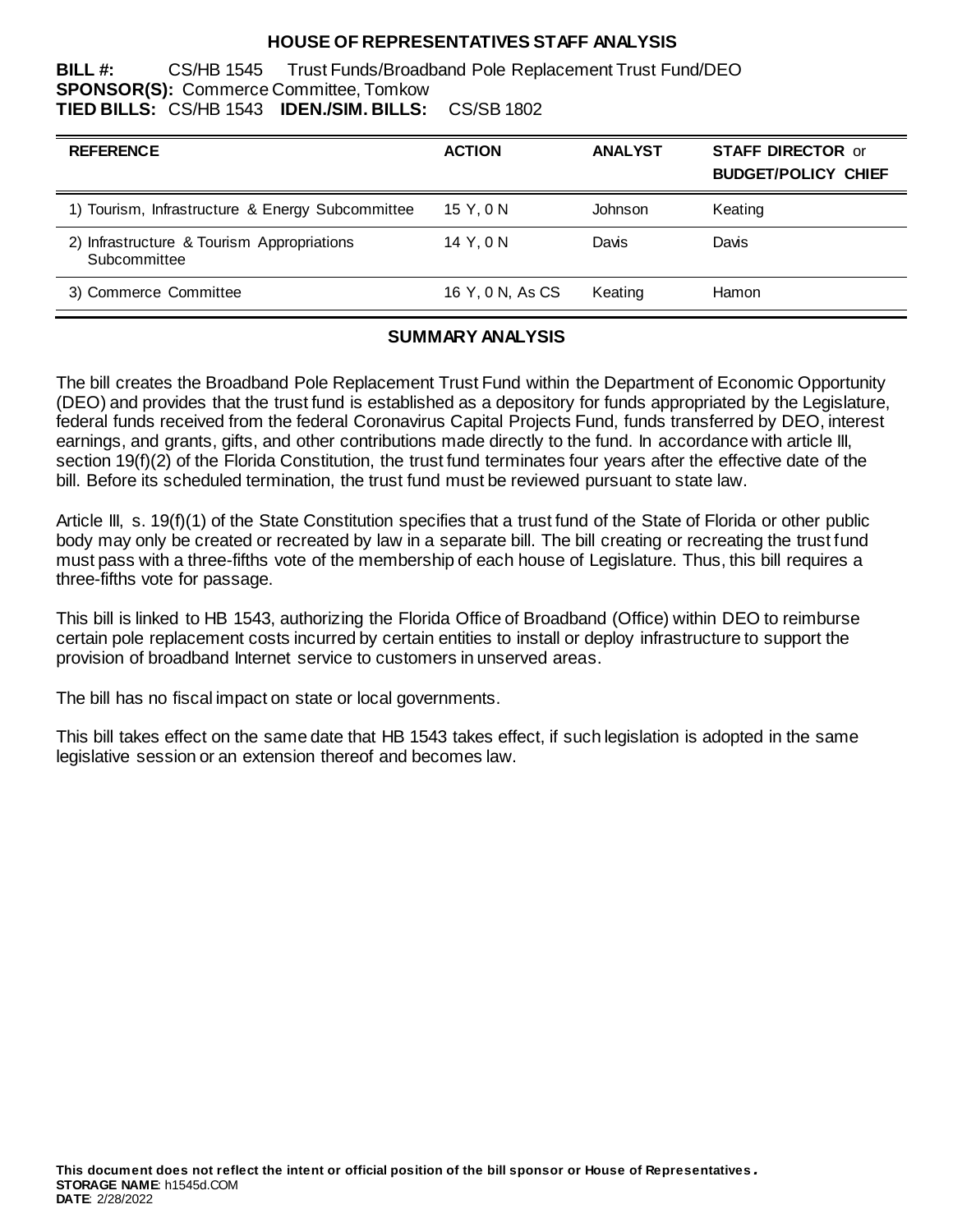# HOUSE OF REPRESENTATIVES STAFF ANALYSIS

**BILL #:** CS/HB 1545 Trust Funds/Broadband Pole Replacement Trust Fund/DEO
**SPONSOR(S):** Commerce Committee, Tomkow
**TIED BILLS:** CS/HB 1543 **IDEN./SIM. BILLS:** CS/SB 1802

| REFERENCE | ACTION | ANALYST | STAFF DIRECTOR or BUDGET/POLICY CHIEF |
|---|---|---|---|
| 1) Tourism, Infrastructure & Energy Subcommittee | 15 Y, 0 N | Johnson | Keating |
| 2) Infrastructure & Tourism Appropriations Subcommittee | 14 Y, 0 N | Davis | Davis |
| 3) Commerce Committee | 16 Y, 0 N, As CS | Keating | Hamon |

## SUMMARY ANALYSIS

The bill creates the Broadband Pole Replacement Trust Fund within the Department of Economic Opportunity (DEO) and provides that the trust fund is established as a depository for funds appropriated by the Legislature, federal funds received from the federal Coronavirus Capital Projects Fund, funds transferred by DEO, interest earnings, and grants, gifts, and other contributions made directly to the fund. In accordance with article III, section 19(f)(2) of the Florida Constitution, the trust fund terminates four years after the effective date of the bill. Before its scheduled termination, the trust fund must be reviewed pursuant to state law.

Article III, s. 19(f)(1) of the State Constitution specifies that a trust fund of the State of Florida or other public body may only be created or recreated by law in a separate bill. The bill creating or recreating the trust fund must pass with a three-fifths vote of the membership of each house of Legislature. Thus, this bill requires a three-fifths vote for passage.

This bill is linked to HB 1543, authorizing the Florida Office of Broadband (Office) within DEO to reimburse certain pole replacement costs incurred by certain entities to install or deploy infrastructure to support the provision of broadband Internet service to customers in unserved areas.

The bill has no fiscal impact on state or local governments.

This bill takes effect on the same date that HB 1543 takes effect, if such legislation is adopted in the same legislative session or an extension thereof and becomes law.

**This document does not reflect the intent or official position of the bill sponsor or House of Representatives.**
**STORAGE NAME**: h1545d.COM
**DATE**: 2/28/2022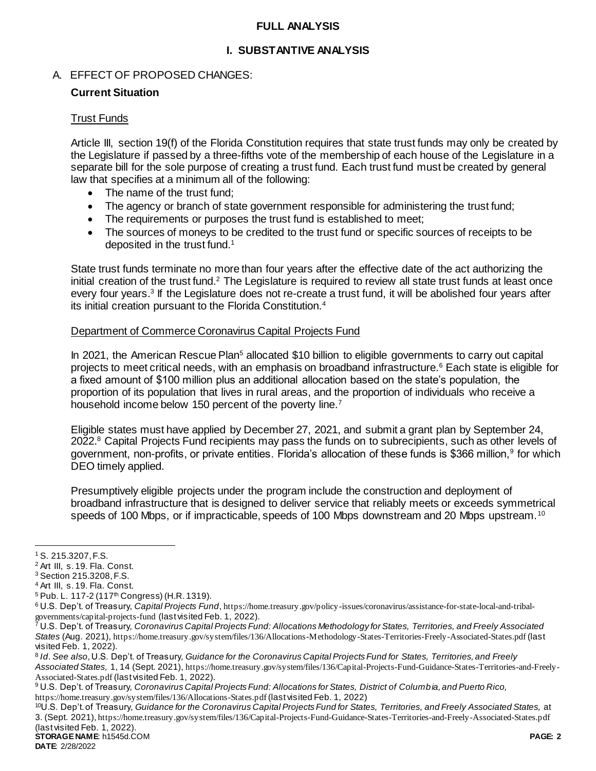# FULL ANALYSIS

## I. SUBSTANTIVE ANALYSIS

### A. EFFECT OF PROPOSED CHANGES:

**Current Situation**

Trust Funds

Article III, section 19(f) of the Florida Constitution requires that state trust funds may only be created by the Legislature if passed by a three-fifths vote of the membership of each house of the Legislature in a separate bill for the sole purpose of creating a trust fund. Each trust fund must be created by general law that specifies at a minimum all of the following:

- The name of the trust fund;
- The agency or branch of state government responsible for administering the trust fund;
- The requirements or purposes the trust fund is established to meet;
- The sources of moneys to be credited to the trust fund or specific sources of receipts to be deposited in the trust fund.[1]

State trust funds terminate no more than four years after the effective date of the act authorizing the initial creation of the trust fund.[2] The Legislature is required to review all state trust funds at least once every four years.[3] If the Legislature does not re-create a trust fund, it will be abolished four years after its initial creation pursuant to the Florida Constitution.[4]

Department of Commerce Coronavirus Capital Projects Fund

In 2021, the American Rescue Plan[5] allocated $10 billion to eligible governments to carry out capital projects to meet critical needs, with an emphasis on broadband infrastructure.[6] Each state is eligible for a fixed amount of $100 million plus an additional allocation based on the state's population, the proportion of its population that lives in rural areas, and the proportion of individuals who receive a household income below 150 percent of the poverty line.[7]

Eligible states must have applied by December 27, 2021, and submit a grant plan by September 24, 2022.[8] Capital Projects Fund recipients may pass the funds on to subrecipients, such as other levels of government, non-profits, or private entities. Florida's allocation of these funds is $366 million,[9] for which DEO timely applied.

Presumptively eligible projects under the program include the construction and deployment of broadband infrastructure that is designed to deliver service that reliably meets or exceeds symmetrical speeds of 100 Mbps, or if impracticable, speeds of 100 Mbps downstream and 20 Mbps upstream.[10]

---

[1] S. 215.3207, F.S.

[2] Art III, s. 19. Fla. Const.

[3] Section 215.3208, F.S.

[4] Art III, s. 19. Fla. Const.

[5] Pub. L. 117-2 (117th Congress) (H.R. 1319).

[6] U.S. Dep't. of Treasury, *Capital Projects Fund*, https://home.treasury.gov/policy-issues/coronavirus/assistance-for-state-local-and-tribal-governments/capital-projects-fund (last visited Feb. 1, 2022).

[7] U.S. Dep't. of Treasury, *Coronavirus Capital Projects Fund: Allocations Methodology for States, Territories, and Freely Associated States* (Aug. 2021), https://home.treasury.gov/system/files/136/Allocations-Methodology-States-Territories-Freely-Associated-States.pdf (last visited Feb. 1, 2022).

[8] *Id*. *See also*, U.S. Dep't. of Treasury, *Guidance for the Coronavirus Capital Projects Fund for States, Territories, and Freely Associated States,* 1, 14 (Sept. 2021), https://home.treasury.gov/system/files/136/Capital-Projects-Fund-Guidance-States-Territories-and-Freely-Associated-States.pdf (last visited Feb. 1, 2022).

[9] U.S. Dep't. of Treasury, *Coronavirus Capital Projects Fund: Allocations for States, District of Columbia, and Puerto Rico,* https://home.treasury.gov/system/files/136/Allocations-States.pdf (last visited Feb. 1, 2022)

[10] U.S. Dep't. of Treasury, *Guidance for the Coronavirus Capital Projects Fund for States, Territories, and Freely Associated States,* at 3. (Sept. 2021), https://home.treasury.gov/system/files/136/Capital-Projects-Fund-Guidance-States-Territories-and-Freely-Associated-States.pdf (last visited Feb. 1, 2022).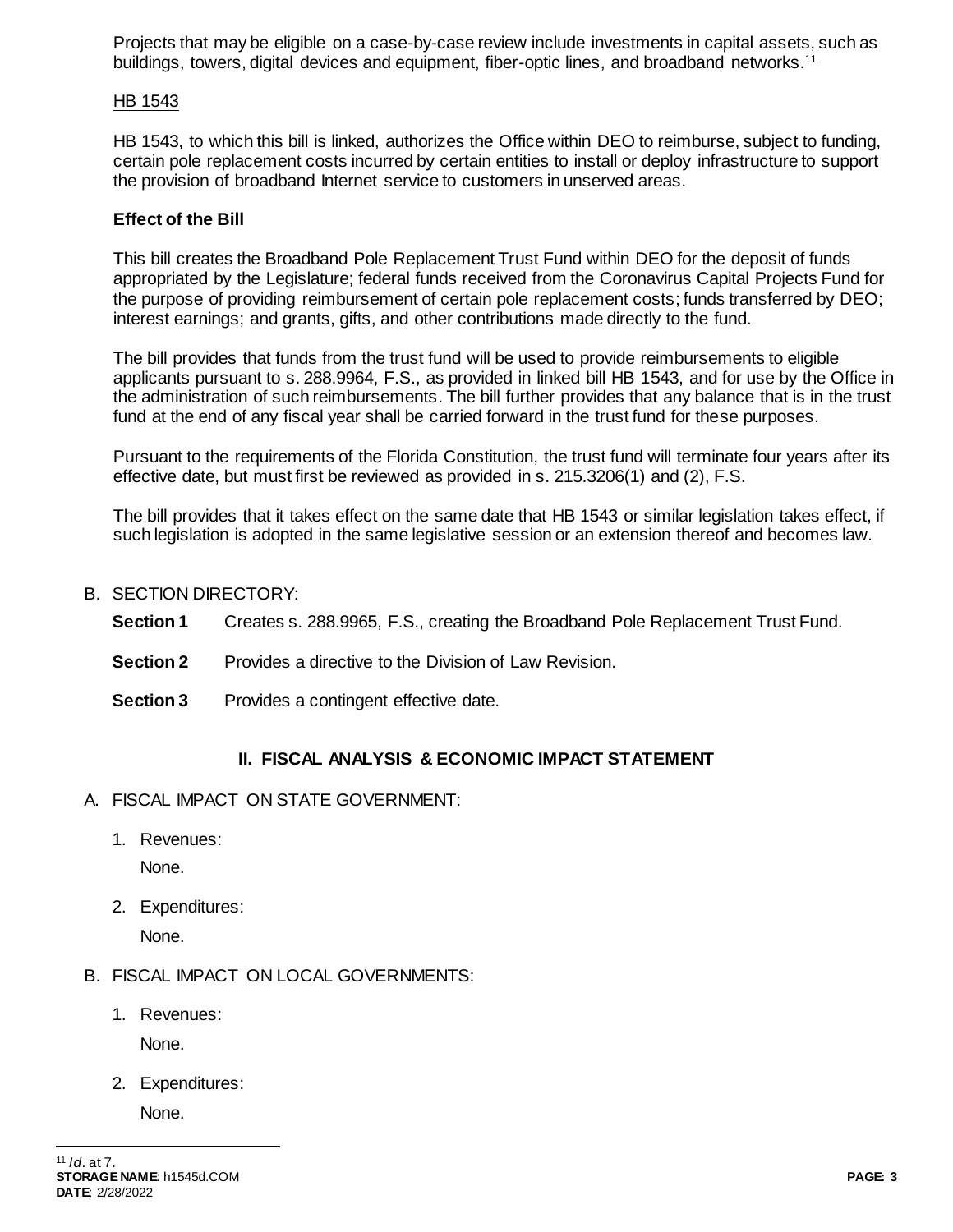Projects that may be eligible on a case-by-case review include investments in capital assets, such as buildings, towers, digital devices and equipment, fiber-optic lines, and broadband networks.[11]

HB 1543

HB 1543, to which this bill is linked, authorizes the Office within DEO to reimburse, subject to funding, certain pole replacement costs incurred by certain entities to install or deploy infrastructure to support the provision of broadband Internet service to customers in unserved areas.

**Effect of the Bill**

This bill creates the Broadband Pole Replacement Trust Fund within DEO for the deposit of funds appropriated by the Legislature; federal funds received from the Coronavirus Capital Projects Fund for the purpose of providing reimbursement of certain pole replacement costs; funds transferred by DEO; interest earnings; and grants, gifts, and other contributions made directly to the fund.

The bill provides that funds from the trust fund will be used to provide reimbursements to eligible applicants pursuant to s. 288.9964, F.S., as provided in linked bill HB 1543, and for use by the Office in the administration of such reimbursements. The bill further provides that any balance that is in the trust fund at the end of any fiscal year shall be carried forward in the trust fund for these purposes.

Pursuant to the requirements of the Florida Constitution, the trust fund will terminate four years after its effective date, but must first be reviewed as provided in s. 215.3206(1) and (2), F.S.

The bill provides that it takes effect on the same date that HB 1543 or similar legislation takes effect, if such legislation is adopted in the same legislative session or an extension thereof and becomes law.

B. SECTION DIRECTORY:

**Section 1** Creates s. 288.9965, F.S., creating the Broadband Pole Replacement Trust Fund.

**Section 2** Provides a directive to the Division of Law Revision.

**Section 3** Provides a contingent effective date.

## II. FISCAL ANALYSIS & ECONOMIC IMPACT STATEMENT

A. FISCAL IMPACT ON STATE GOVERNMENT:

1. Revenues:

   None.

2. Expenditures:

   None.

B. FISCAL IMPACT ON LOCAL GOVERNMENTS:

1. Revenues:

   None.

2. Expenditures:

   None.

[11] *Id*. at 7.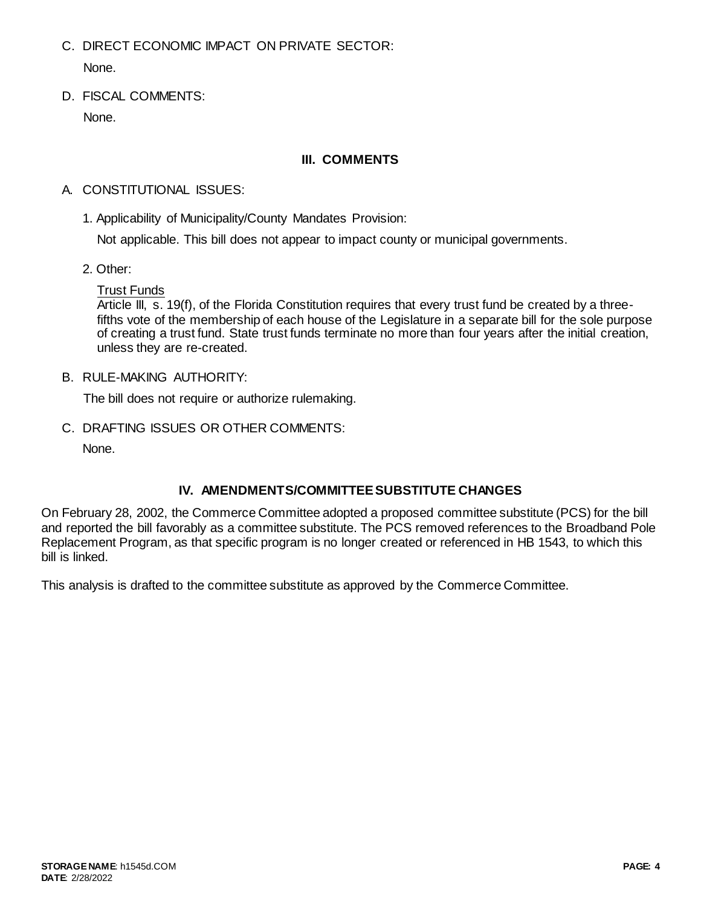C. DIRECT ECONOMIC IMPACT ON PRIVATE SECTOR:

None.

D. FISCAL COMMENTS:

None.

## III. COMMENTS

A. CONSTITUTIONAL ISSUES:

1. Applicability of Municipality/County Mandates Provision:

Not applicable. This bill does not appear to impact county or municipal governments.

2. Other:

Trust Funds

Article III, s. 19(f), of the Florida Constitution requires that every trust fund be created by a three-fifths vote of the membership of each house of the Legislature in a separate bill for the sole purpose of creating a trust fund. State trust funds terminate no more than four years after the initial creation, unless they are re-created.

B. RULE-MAKING AUTHORITY:

The bill does not require or authorize rulemaking.

C. DRAFTING ISSUES OR OTHER COMMENTS:

None.

## IV. AMENDMENTS/COMMITTEE SUBSTITUTE CHANGES

On February 28, 2002, the Commerce Committee adopted a proposed committee substitute (PCS) for the bill and reported the bill favorably as a committee substitute. The PCS removed references to the Broadband Pole Replacement Program, as that specific program is no longer created or referenced in HB 1543, to which this bill is linked.

This analysis is drafted to the committee substitute as approved by the Commerce Committee.